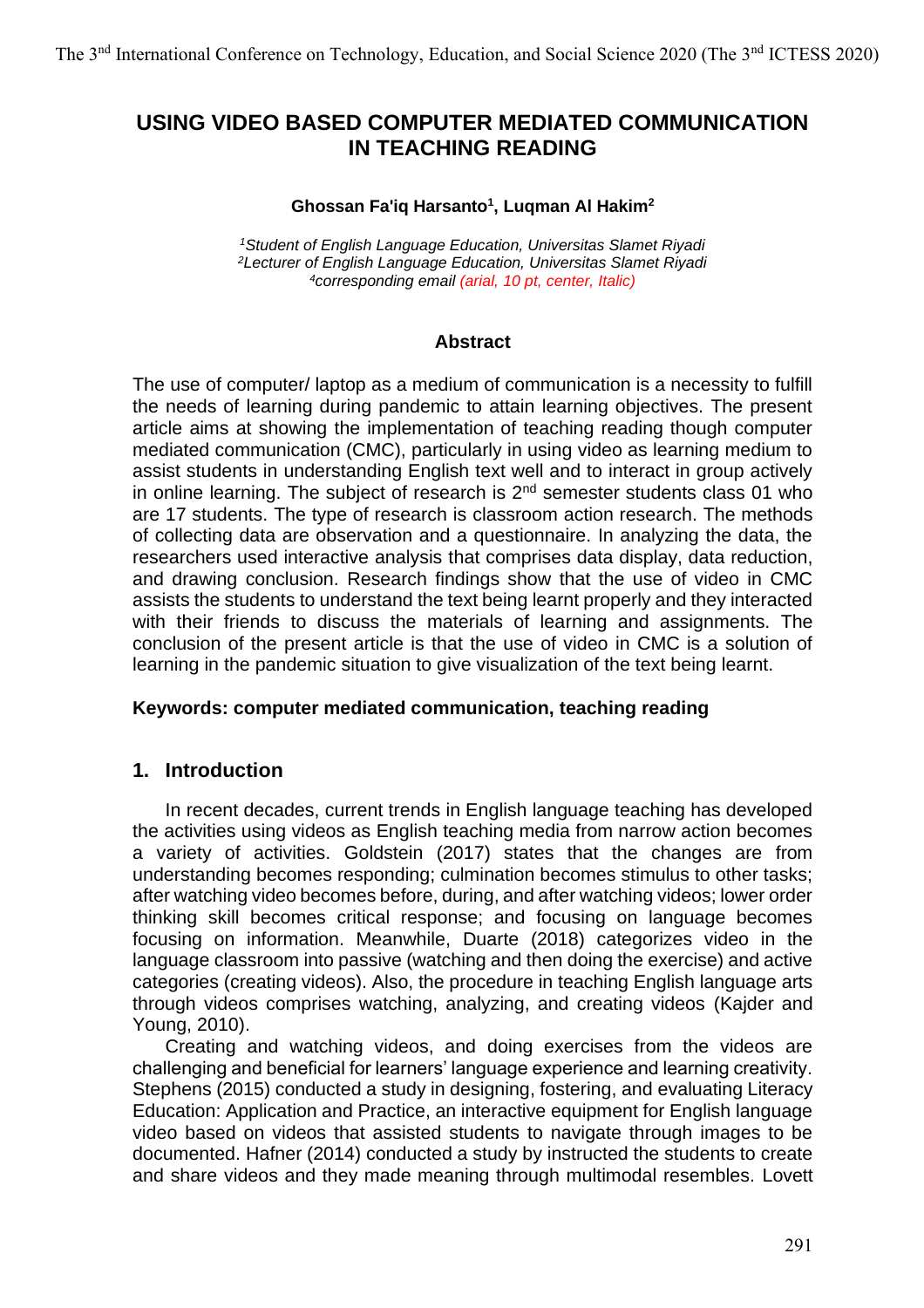# USING VIDEO BASED COMPUTER MEDIATED COMMUNICATION IN TEACHING READING

**Ghossan Fa'iq Harsanto[1], Luqman Al Hakim[2]**

*[1]Student of English Language Education, Universitas Slamet Riyadi*
*[2]Lecturer of English Language Education, Universitas Slamet Riyadi*
*[4]corresponding email (arial, 10 pt, center, Italic)*

## Abstract

The use of computer/ laptop as a medium of communication is a necessity to fulfill the needs of learning during pandemic to attain learning objectives. The present article aims at showing the implementation of teaching reading though computer mediated communication (CMC), particularly in using video as learning medium to assist students in understanding English text well and to interact in group actively in online learning. The subject of research is 2nd semester students class 01 who are 17 students. The type of research is classroom action research. The methods of collecting data are observation and a questionnaire. In analyzing the data, the researchers used interactive analysis that comprises data display, data reduction, and drawing conclusion. Research findings show that the use of video in CMC assists the students to understand the text being learnt properly and they interacted with their friends to discuss the materials of learning and assignments. The conclusion of the present article is that the use of video in CMC is a solution of learning in the pandemic situation to give visualization of the text being learnt.

**Keywords: computer mediated communication, teaching reading**

## 1. Introduction

In recent decades, current trends in English language teaching has developed the activities using videos as English teaching media from narrow action becomes a variety of activities. Goldstein (2017) states that the changes are from understanding becomes responding; culmination becomes stimulus to other tasks; after watching video becomes before, during, and after watching videos; lower order thinking skill becomes critical response; and focusing on language becomes focusing on information. Meanwhile, Duarte (2018) categorizes video in the language classroom into passive (watching and then doing the exercise) and active categories (creating videos). Also, the procedure in teaching English language arts through videos comprises watching, analyzing, and creating videos (Kajder and Young, 2010).

Creating and watching videos, and doing exercises from the videos are challenging and beneficial for learners' language experience and learning creativity. Stephens (2015) conducted a study in designing, fostering, and evaluating Literacy Education: Application and Practice, an interactive equipment for English language video based on videos that assisted students to navigate through images to be documented. Hafner (2014) conducted a study by instructed the students to create and share videos and they made meaning through multimodal resembles. Lovett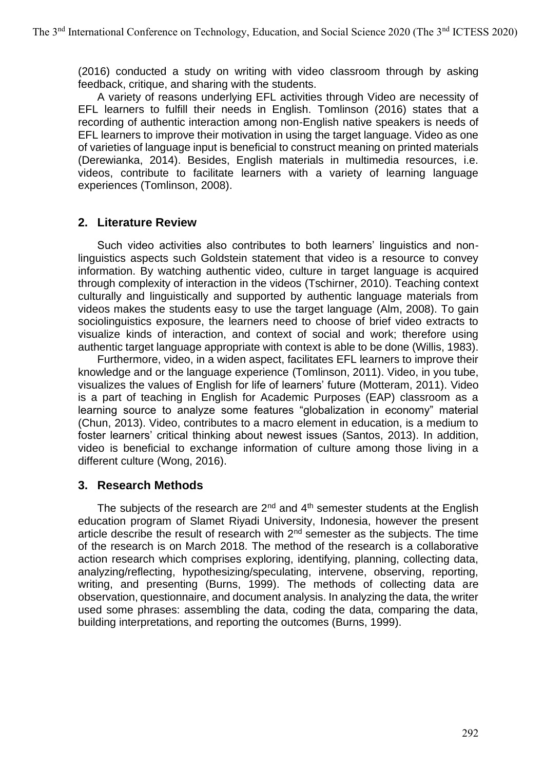(2016) conducted a study on writing with video classroom through by asking feedback, critique, and sharing with the students.

A variety of reasons underlying EFL activities through Video are necessity of EFL learners to fulfill their needs in English. Tomlinson (2016) states that a recording of authentic interaction among non-English native speakers is needs of EFL learners to improve their motivation in using the target language. Video as one of varieties of language input is beneficial to construct meaning on printed materials (Derewianka, 2014). Besides, English materials in multimedia resources, i.e. videos, contribute to facilitate learners with a variety of learning language experiences (Tomlinson, 2008).

## 2. Literature Review

Such video activities also contributes to both learners' linguistics and non-linguistics aspects such Goldstein statement that video is a resource to convey information. By watching authentic video, culture in target language is acquired through complexity of interaction in the videos (Tschirner, 2010). Teaching context culturally and linguistically and supported by authentic language materials from videos makes the students easy to use the target language (Alm, 2008). To gain sociolinguistics exposure, the learners need to choose of brief video extracts to visualize kinds of interaction, and context of social and work; therefore using authentic target language appropriate with context is able to be done (Willis, 1983).

Furthermore, video, in a widen aspect, facilitates EFL learners to improve their knowledge and or the language experience (Tomlinson, 2011). Video, in you tube, visualizes the values of English for life of learners' future (Motteram, 2011). Video is a part of teaching in English for Academic Purposes (EAP) classroom as a learning source to analyze some features "globalization in economy" material (Chun, 2013). Video, contributes to a macro element in education, is a medium to foster learners' critical thinking about newest issues (Santos, 2013). In addition, video is beneficial to exchange information of culture among those living in a different culture (Wong, 2016).

## 3. Research Methods

The subjects of the research are 2nd and 4th semester students at the English education program of Slamet Riyadi University, Indonesia, however the present article describe the result of research with 2nd semester as the subjects. The time of the research is on March 2018. The method of the research is a collaborative action research which comprises exploring, identifying, planning, collecting data, analyzing/reflecting, hypothesizing/speculating, intervene, observing, reporting, writing, and presenting (Burns, 1999). The methods of collecting data are observation, questionnaire, and document analysis. In analyzing the data, the writer used some phrases: assembling the data, coding the data, comparing the data, building interpretations, and reporting the outcomes (Burns, 1999).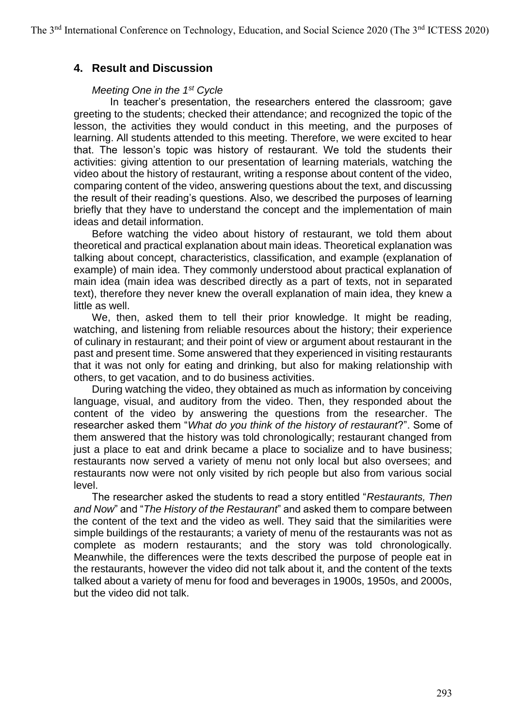## 4. Result and Discussion

*Meeting One in the 1st Cycle*

In teacher's presentation, the researchers entered the classroom; gave greeting to the students; checked their attendance; and recognized the topic of the lesson, the activities they would conduct in this meeting, and the purposes of learning. All students attended to this meeting. Therefore, we were excited to hear that. The lesson's topic was history of restaurant. We told the students their activities: giving attention to our presentation of learning materials, watching the video about the history of restaurant, writing a response about content of the video, comparing content of the video, answering questions about the text, and discussing the result of their reading's questions. Also, we described the purposes of learning briefly that they have to understand the concept and the implementation of main ideas and detail information.

Before watching the video about history of restaurant, we told them about theoretical and practical explanation about main ideas. Theoretical explanation was talking about concept, characteristics, classification, and example (explanation of example) of main idea. They commonly understood about practical explanation of main idea (main idea was described directly as a part of texts, not in separated text), therefore they never knew the overall explanation of main idea, they knew a little as well.

We, then, asked them to tell their prior knowledge. It might be reading, watching, and listening from reliable resources about the history; their experience of culinary in restaurant; and their point of view or argument about restaurant in the past and present time. Some answered that they experienced in visiting restaurants that it was not only for eating and drinking, but also for making relationship with others, to get vacation, and to do business activities.

During watching the video, they obtained as much as information by conceiving language, visual, and auditory from the video. Then, they responded about the content of the video by answering the questions from the researcher. The researcher asked them "*What do you think of the history of restaurant*?". Some of them answered that the history was told chronologically; restaurant changed from just a place to eat and drink became a place to socialize and to have business; restaurants now served a variety of menu not only local but also oversees; and restaurants now were not only visited by rich people but also from various social level.

The researcher asked the students to read a story entitled "*Restaurants, Then and Now*" and "*The History of the Restaurant*" and asked them to compare between the content of the text and the video as well. They said that the similarities were simple buildings of the restaurants; a variety of menu of the restaurants was not as complete as modern restaurants; and the story was told chronologically. Meanwhile, the differences were the texts described the purpose of people eat in the restaurants, however the video did not talk about it, and the content of the texts talked about a variety of menu for food and beverages in 1900s, 1950s, and 2000s, but the video did not talk.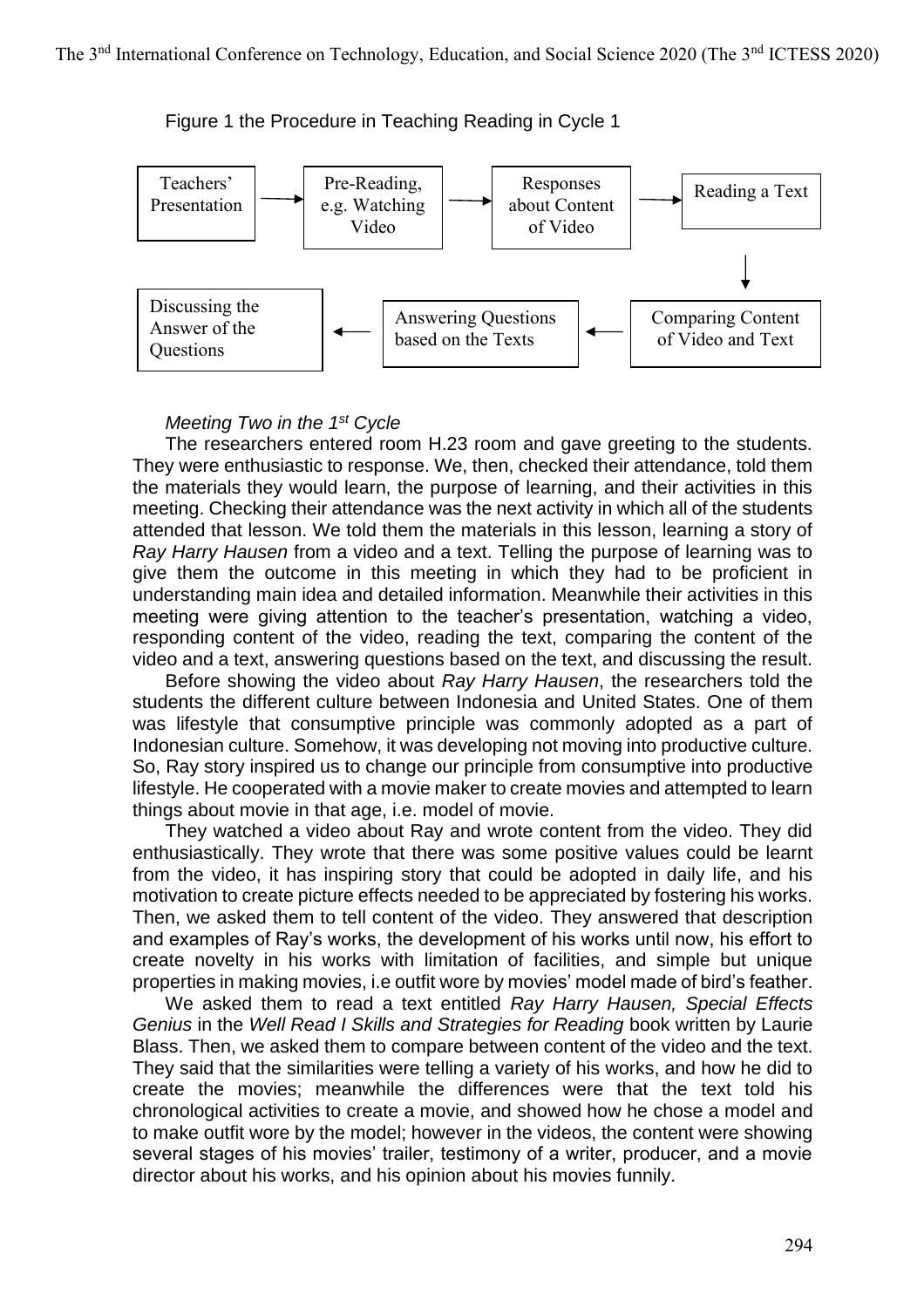Figure 1 the Procedure in Teaching Reading in Cycle 1

Teachers' Presentation → Pre-Reading, e.g. Watching Video → Responses about Content of Video → Reading a Text → Comparing Content of Video and Text → Answering Questions based on the Texts → Discussing the Answer of the Questions

*Meeting Two in the 1st Cycle*

The researchers entered room H.23 room and gave greeting to the students. They were enthusiastic to response. We, then, checked their attendance, told them the materials they would learn, the purpose of learning, and their activities in this meeting. Checking their attendance was the next activity in which all of the students attended that lesson. We told them the materials in this lesson, learning a story of *Ray Harry Hausen* from a video and a text. Telling the purpose of learning was to give them the outcome in this meeting in which they had to be proficient in understanding main idea and detailed information. Meanwhile their activities in this meeting were giving attention to the teacher's presentation, watching a video, responding content of the video, reading the text, comparing the content of the video and a text, answering questions based on the text, and discussing the result.

Before showing the video about *Ray Harry Hausen*, the researchers told the students the different culture between Indonesia and United States. One of them was lifestyle that consumptive principle was commonly adopted as a part of Indonesian culture. Somehow, it was developing not moving into productive culture. So, Ray story inspired us to change our principle from consumptive into productive lifestyle. He cooperated with a movie maker to create movies and attempted to learn things about movie in that age, i.e. model of movie.

They watched a video about Ray and wrote content from the video. They did enthusiastically. They wrote that there was some positive values could be learnt from the video, it has inspiring story that could be adopted in daily life, and his motivation to create picture effects needed to be appreciated by fostering his works. Then, we asked them to tell content of the video. They answered that description and examples of Ray's works, the development of his works until now, his effort to create novelty in his works with limitation of facilities, and simple but unique properties in making movies, i.e outfit wore by movies' model made of bird's feather.

We asked them to read a text entitled *Ray Harry Hausen, Special Effects Genius* in the *Well Read I Skills and Strategies for Reading* book written by Laurie Blass. Then, we asked them to compare between content of the video and the text. They said that the similarities were telling a variety of his works, and how he did to create the movies; meanwhile the differences were that the text told his chronological activities to create a movie, and showed how he chose a model and to make outfit wore by the model; however in the videos, the content were showing several stages of his movies' trailer, testimony of a writer, producer, and a movie director about his works, and his opinion about his movies funnily.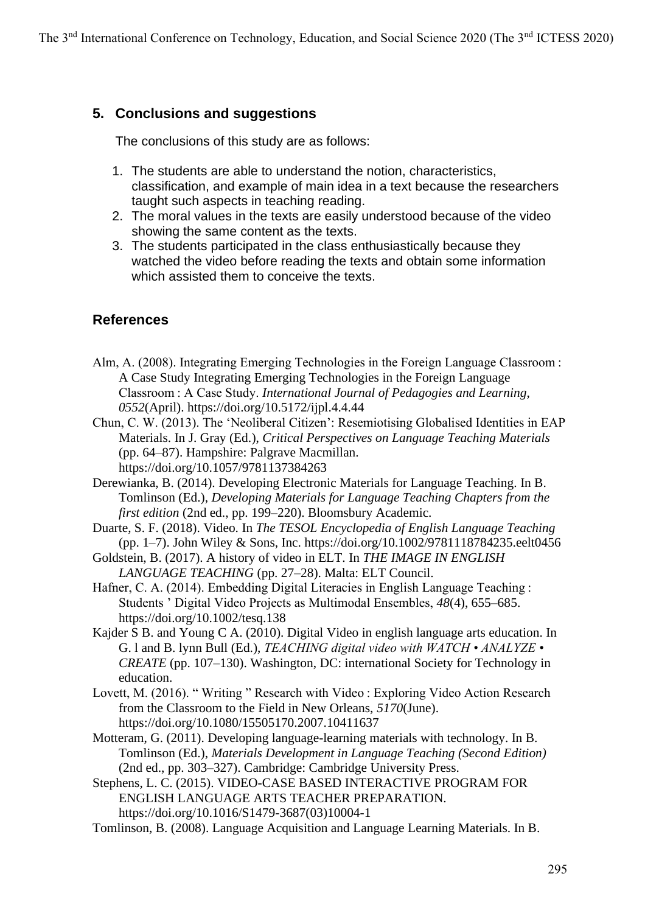## 5. Conclusions and suggestions

The conclusions of this study are as follows:

1. The students are able to understand the notion, characteristics, classification, and example of main idea in a text because the researchers taught such aspects in teaching reading.
2. The moral values in the texts are easily understood because of the video showing the same content as the texts.
3. The students participated in the class enthusiastically because they watched the video before reading the texts and obtain some information which assisted them to conceive the texts.

## References

Alm, A. (2008). Integrating Emerging Technologies in the Foreign Language Classroom : A Case Study Integrating Emerging Technologies in the Foreign Language Classroom : A Case Study. *International Journal of Pedagogies and Learning*, *0552*(April). https://doi.org/10.5172/ijpl.4.4.44

Chun, C. W. (2013). The 'Neoliberal Citizen': Resemiotising Globalised Identities in EAP Materials. In J. Gray (Ed.), *Critical Perspectives on Language Teaching Materials* (pp. 64–87). Hampshire: Palgrave Macmillan. https://doi.org/10.1057/9781137384263

Derewianka, B. (2014). Developing Electronic Materials for Language Teaching. In B. Tomlinson (Ed.), *Developing Materials for Language Teaching Chapters from the first edition* (2nd ed., pp. 199–220). Bloomsbury Academic.

Duarte, S. F. (2018). Video. In *The TESOL Encyclopedia of English Language Teaching* (pp. 1–7). John Wiley & Sons, Inc. https://doi.org/10.1002/9781118784235.eelt0456

Goldstein, B. (2017). A history of video in ELT. In *THE IMAGE IN ENGLISH LANGUAGE TEACHING* (pp. 27–28). Malta: ELT Council.

Hafner, C. A. (2014). Embedding Digital Literacies in English Language Teaching : Students ' Digital Video Projects as Multimodal Ensembles, *48*(4), 655–685. https://doi.org/10.1002/tesq.138

Kajder S B. and Young C A. (2010). Digital Video in english language arts education. In G. l and B. lynn Bull (Ed.), *TEACHING digital video with WATCH • ANALYZE • CREATE* (pp. 107–130). Washington, DC: international Society for Technology in education.

Lovett, M. (2016). " Writing " Research with Video : Exploring Video Action Research from the Classroom to the Field in New Orleans, *5170*(June). https://doi.org/10.1080/15505170.2007.10411637

Motteram, G. (2011). Developing language-learning materials with technology. In B. Tomlinson (Ed.), *Materials Development in Language Teaching (Second Edition)* (2nd ed., pp. 303–327). Cambridge: Cambridge University Press.

Stephens, L. C. (2015). VIDEO-CASE BASED INTERACTIVE PROGRAM FOR ENGLISH LANGUAGE ARTS TEACHER PREPARATION. https://doi.org/10.1016/S1479-3687(03)10004-1

Tomlinson, B. (2008). Language Acquisition and Language Learning Materials. In B.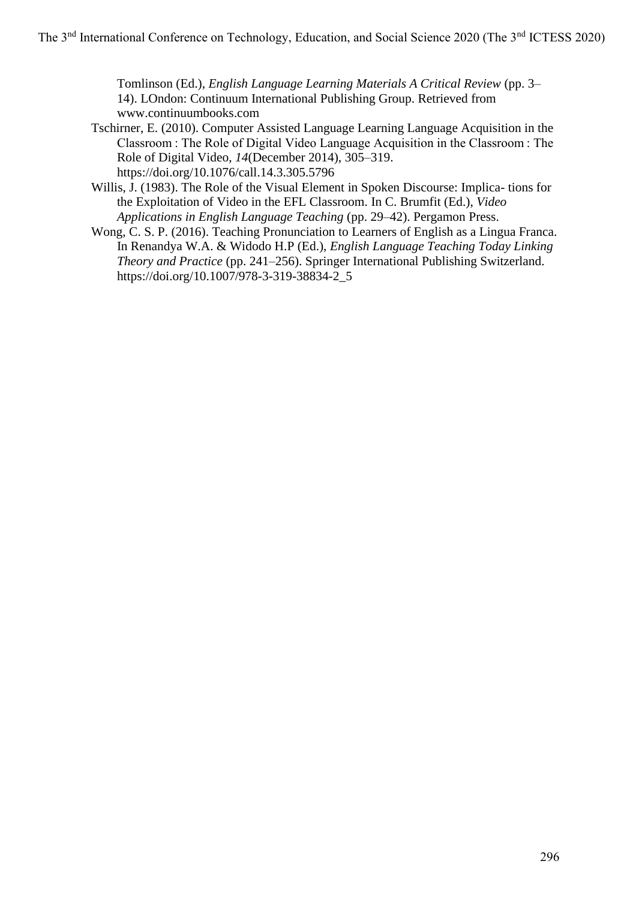Tomlinson (Ed.), *English Language Learning Materials A Critical Review* (pp. 3–14). LOndon: Continuum International Publishing Group. Retrieved from www.continuumbooks.com

Tschirner, E. (2010). Computer Assisted Language Learning Language Acquisition in the Classroom : The Role of Digital Video Language Acquisition in the Classroom : The Role of Digital Video, *14*(December 2014), 305–319. https://doi.org/10.1076/call.14.3.305.5796

Willis, J. (1983). The Role of the Visual Element in Spoken Discourse: Implica- tions for the Exploitation of Video in the EFL Classroom. In C. Brumfit (Ed.), *Video Applications in English Language Teaching* (pp. 29–42). Pergamon Press.

Wong, C. S. P. (2016). Teaching Pronunciation to Learners of English as a Lingua Franca. In Renandya W.A. & Widodo H.P (Ed.), *English Language Teaching Today Linking Theory and Practice* (pp. 241–256). Springer International Publishing Switzerland. https://doi.org/10.1007/978-3-319-38834-2_5